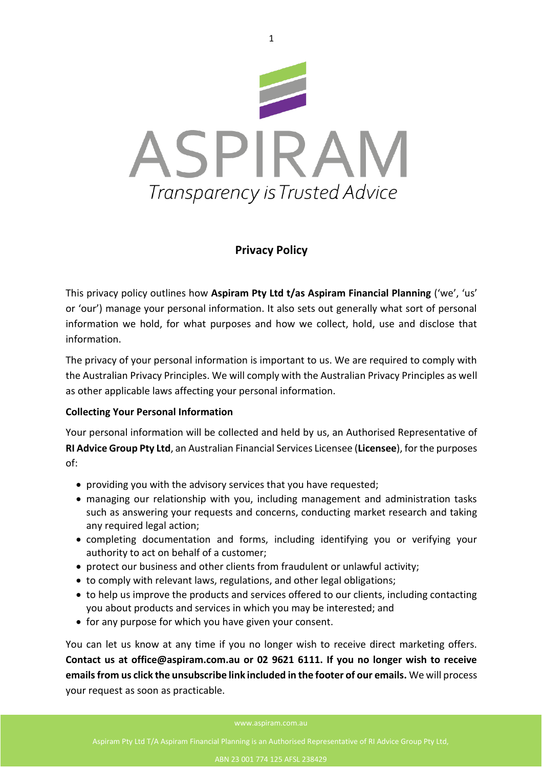# ASPIRAM

*Transparency is Trusted Advice*

## Privacy Policy

This privacy policy outlines how **Aspiram Pty Ltd t/as Aspiram Financial Planning** ('we', 'us' or 'our') manage your personal information. It also sets out generally what sort of personal information we hold, for what purposes and how we collect, hold, use and disclose that information.

The privacy of your personal information is important to us. We are required to comply with the Australian Privacy Principles. We will comply with the Australian Privacy Principles as well as other applicable laws affecting your personal information.

### Collecting Your Personal Information

Your personal information will be collected and held by us, an Authorised Representative of **RI Advice Group Pty Ltd**, an Australian Financial Services Licensee (**Licensee**), for the purposes of:

- providing you with the advisory services that you have requested;
- managing our relationship with you, including management and administration tasks such as answering your requests and concerns, conducting market research and taking any required legal action;
- completing documentation and forms, including identifying you or verifying your authority to act on behalf of a customer;
- protect our business and other clients from fraudulent or unlawful activity;
- to comply with relevant laws, regulations, and other legal obligations;
- to help us improve the products and services offered to our clients, including contacting you about products and services in which you may be interested; and
- for any purpose for which you have given your consent.

You can let us know at any time if you no longer wish to receive direct marketing offers. **Contact us at office@aspiram.com.au or 02 9621 6111. If you no longer wish to receive emails from us click the unsubscribe link included in the footer of our emails.** We will process your request as soon as practicable.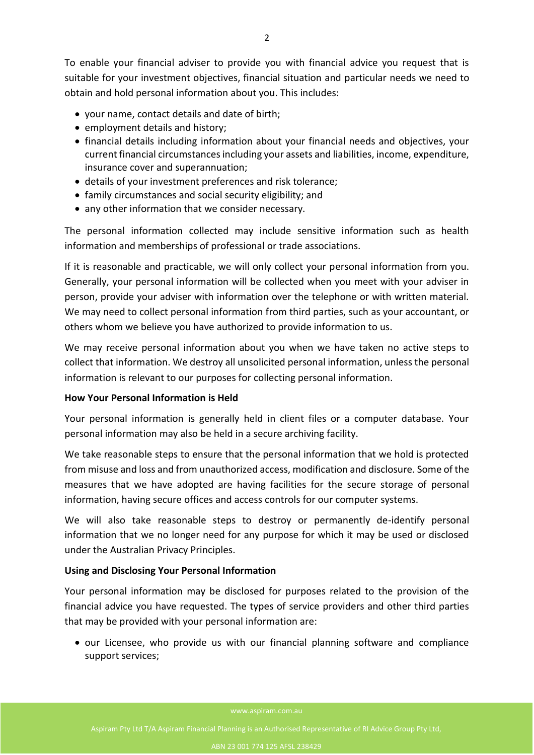To enable your financial adviser to provide you with financial advice you request that is suitable for your investment objectives, financial situation and particular needs we need to obtain and hold personal information about you. This includes:

- your name, contact details and date of birth;
- employment details and history;
- financial details including information about your financial needs and objectives, your current financial circumstances including your assets and liabilities, income, expenditure, insurance cover and superannuation;
- details of your investment preferences and risk tolerance;
- family circumstances and social security eligibility; and
- any other information that we consider necessary.

The personal information collected may include sensitive information such as health information and memberships of professional or trade associations.

If it is reasonable and practicable, we will only collect your personal information from you. Generally, your personal information will be collected when you meet with your adviser in person, provide your adviser with information over the telephone or with written material. We may need to collect personal information from third parties, such as your accountant, or others whom we believe you have authorized to provide information to us.

We may receive personal information about you when we have taken no active steps to collect that information. We destroy all unsolicited personal information, unless the personal information is relevant to our purposes for collecting personal information.

**How Your Personal Information is Held**

Your personal information is generally held in client files or a computer database. Your personal information may also be held in a secure archiving facility.

We take reasonable steps to ensure that the personal information that we hold is protected from misuse and loss and from unauthorized access, modification and disclosure. Some of the measures that we have adopted are having facilities for the secure storage of personal information, having secure offices and access controls for our computer systems.

We will also take reasonable steps to destroy or permanently de-identify personal information that we no longer need for any purpose for which it may be used or disclosed under the Australian Privacy Principles.

**Using and Disclosing Your Personal Information**

Your personal information may be disclosed for purposes related to the provision of the financial advice you have requested. The types of service providers and other third parties that may be provided with your personal information are:

- our Licensee, who provide us with our financial planning software and compliance support services;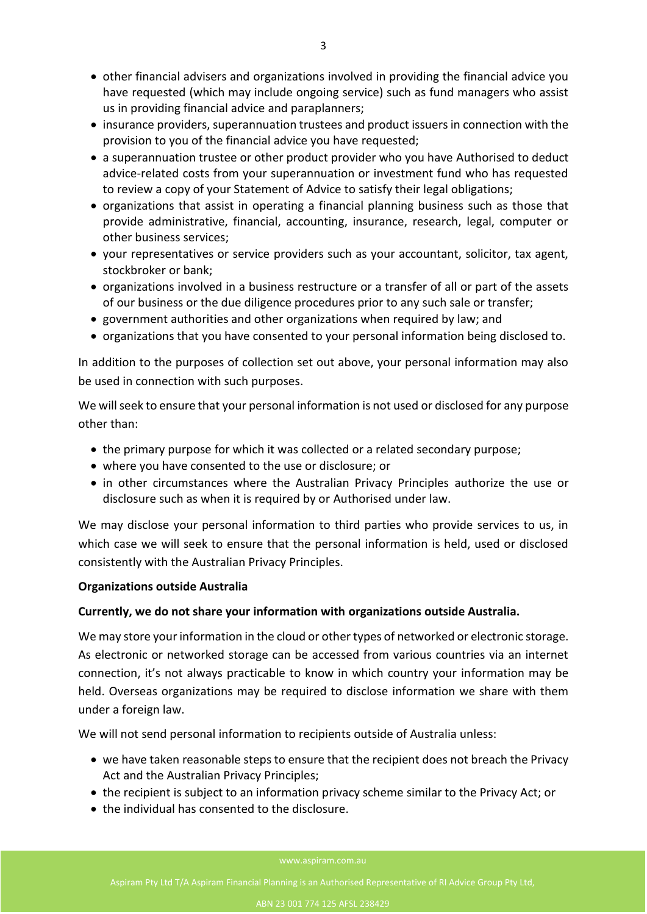- other financial advisers and organizations involved in providing the financial advice you have requested (which may include ongoing service) such as fund managers who assist us in providing financial advice and paraplanners;
- insurance providers, superannuation trustees and product issuers in connection with the provision to you of the financial advice you have requested;
- a superannuation trustee or other product provider who you have Authorised to deduct advice-related costs from your superannuation or investment fund who has requested to review a copy of your Statement of Advice to satisfy their legal obligations;
- organizations that assist in operating a financial planning business such as those that provide administrative, financial, accounting, insurance, research, legal, computer or other business services;
- your representatives or service providers such as your accountant, solicitor, tax agent, stockbroker or bank;
- organizations involved in a business restructure or a transfer of all or part of the assets of our business or the due diligence procedures prior to any such sale or transfer;
- government authorities and other organizations when required by law; and
- organizations that you have consented to your personal information being disclosed to.

In addition to the purposes of collection set out above, your personal information may also be used in connection with such purposes.

We will seek to ensure that your personal information is not used or disclosed for any purpose other than:

- the primary purpose for which it was collected or a related secondary purpose;
- where you have consented to the use or disclosure; or
- in other circumstances where the Australian Privacy Principles authorize the use or disclosure such as when it is required by or Authorised under law.

We may disclose your personal information to third parties who provide services to us, in which case we will seek to ensure that the personal information is held, used or disclosed consistently with the Australian Privacy Principles.

**Organizations outside Australia**

**Currently, we do not share your information with organizations outside Australia.**

We may store your information in the cloud or other types of networked or electronic storage. As electronic or networked storage can be accessed from various countries via an internet connection, it's not always practicable to know in which country your information may be held. Overseas organizations may be required to disclose information we share with them under a foreign law.

We will not send personal information to recipients outside of Australia unless:

- we have taken reasonable steps to ensure that the recipient does not breach the Privacy Act and the Australian Privacy Principles;
- the recipient is subject to an information privacy scheme similar to the Privacy Act; or
- the individual has consented to the disclosure.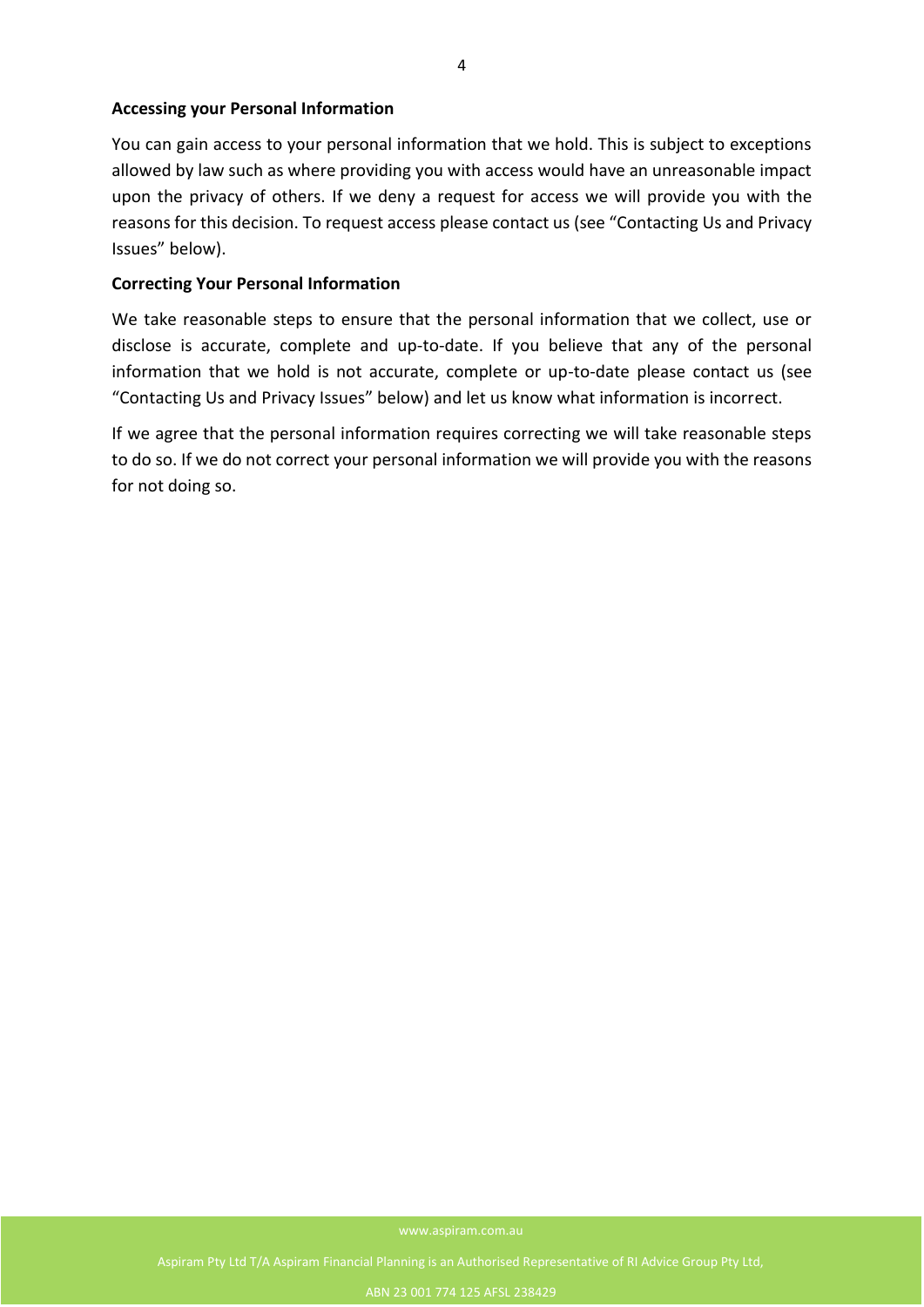**Accessing your Personal Information**

You can gain access to your personal information that we hold. This is subject to exceptions allowed by law such as where providing you with access would have an unreasonable impact upon the privacy of others. If we deny a request for access we will provide you with the reasons for this decision. To request access please contact us (see "Contacting Us and Privacy Issues" below).

**Correcting Your Personal Information**

We take reasonable steps to ensure that the personal information that we collect, use or disclose is accurate, complete and up-to-date. If you believe that any of the personal information that we hold is not accurate, complete or up-to-date please contact us (see "Contacting Us and Privacy Issues" below) and let us know what information is incorrect.

If we agree that the personal information requires correcting we will take reasonable steps to do so. If we do not correct your personal information we will provide you with the reasons for not doing so.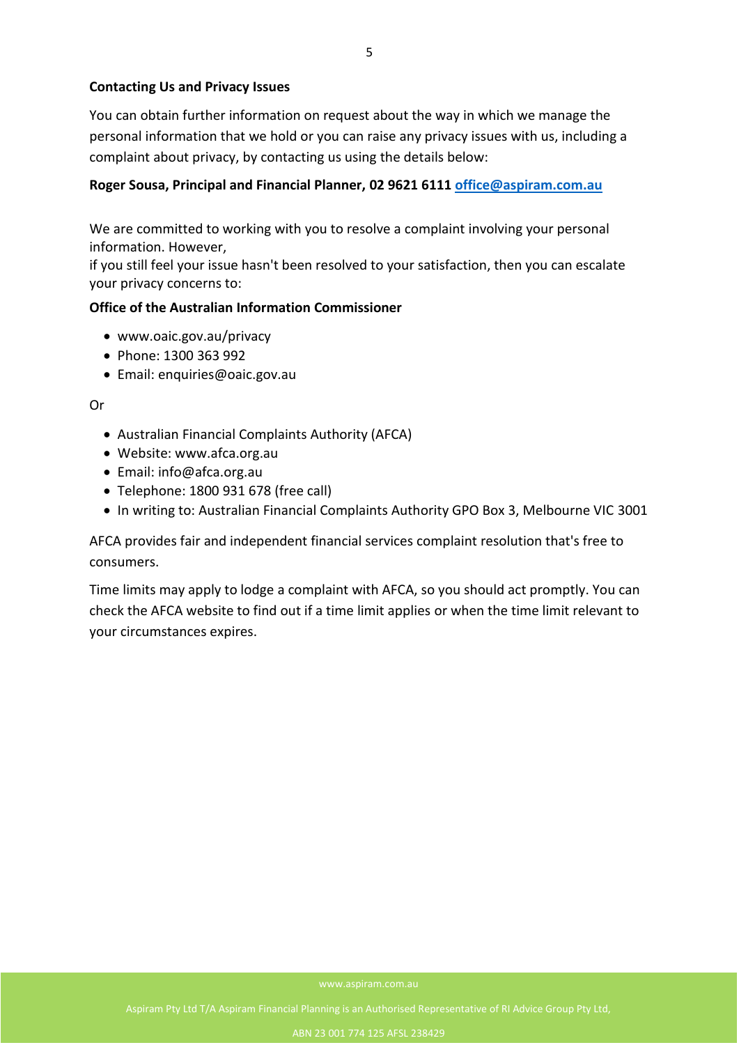### Contacting Us and Privacy Issues

You can obtain further information on request about the way in which we manage the personal information that we hold or you can raise any privacy issues with us, including a complaint about privacy, by contacting us using the details below:

**Roger Sousa, Principal and Financial Planner, 02 9621 6111 office@aspiram.com.au**

We are committed to working with you to resolve a complaint involving your personal information. However,
if you still feel your issue hasn't been resolved to your satisfaction, then you can escalate your privacy concerns to:

**Office of the Australian Information Commissioner**

- www.oaic.gov.au/privacy
- Phone: 1300 363 992
- Email: enquiries@oaic.gov.au

Or

- Australian Financial Complaints Authority (AFCA)
- Website: www.afca.org.au
- Email: info@afca.org.au
- Telephone: 1800 931 678 (free call)
- In writing to: Australian Financial Complaints Authority GPO Box 3, Melbourne VIC 3001

AFCA provides fair and independent financial services complaint resolution that's free to consumers.

Time limits may apply to lodge a complaint with AFCA, so you should act promptly. You can check the AFCA website to find out if a time limit applies or when the time limit relevant to your circumstances expires.